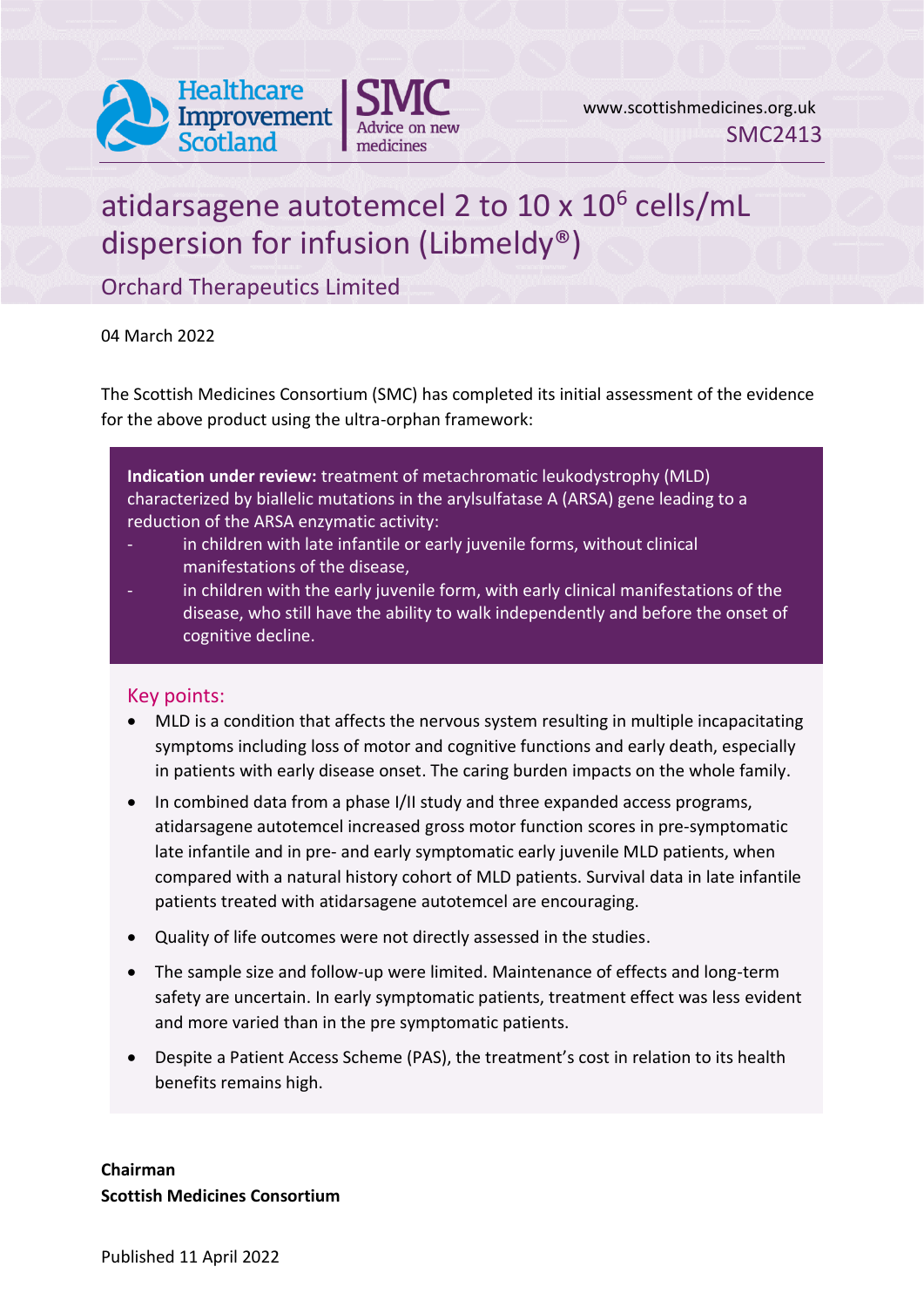www.scottishmedicines.org.uk

SMC2413

# atidarsagene autotemcel 2 to 10 x $10^6$ cells/mL dispersion for infusion (Libmeldy®)

Orchard Therapeutics Limited

04 March 2022

The Scottish Medicines Consortium (SMC) has completed its initial assessment of the evidence for the above product using the ultra-orphan framework:

**Indication under review:** treatment of metachromatic leukodystrophy (MLD) characterized by biallelic mutations in the arylsulfatase A (ARSA) gene leading to a reduction of the ARSA enzymatic activity:

- in children with late infantile or early juvenile forms, without clinical manifestations of the disease,
- in children with the early juvenile form, with early clinical manifestations of the disease, who still have the ability to walk independently and before the onset of cognitive decline.

## Key points:

- MLD is a condition that affects the nervous system resulting in multiple incapacitating symptoms including loss of motor and cognitive functions and early death, especially in patients with early disease onset. The caring burden impacts on the whole family.
- In combined data from a phase I/II study and three expanded access programs, atidarsagene autotemcel increased gross motor function scores in pre-symptomatic late infantile and in pre- and early symptomatic early juvenile MLD patients, when compared with a natural history cohort of MLD patients. Survival data in late infantile patients treated with atidarsagene autotemcel are encouraging.
- Quality of life outcomes were not directly assessed in the studies.
- The sample size and follow-up were limited. Maintenance of effects and long-term safety are uncertain. In early symptomatic patients, treatment effect was less evident and more varied than in the pre symptomatic patients.
- Despite a Patient Access Scheme (PAS), the treatment's cost in relation to its health benefits remains high.

**Chairman**
**Scottish Medicines Consortium**

Published 11 April 2022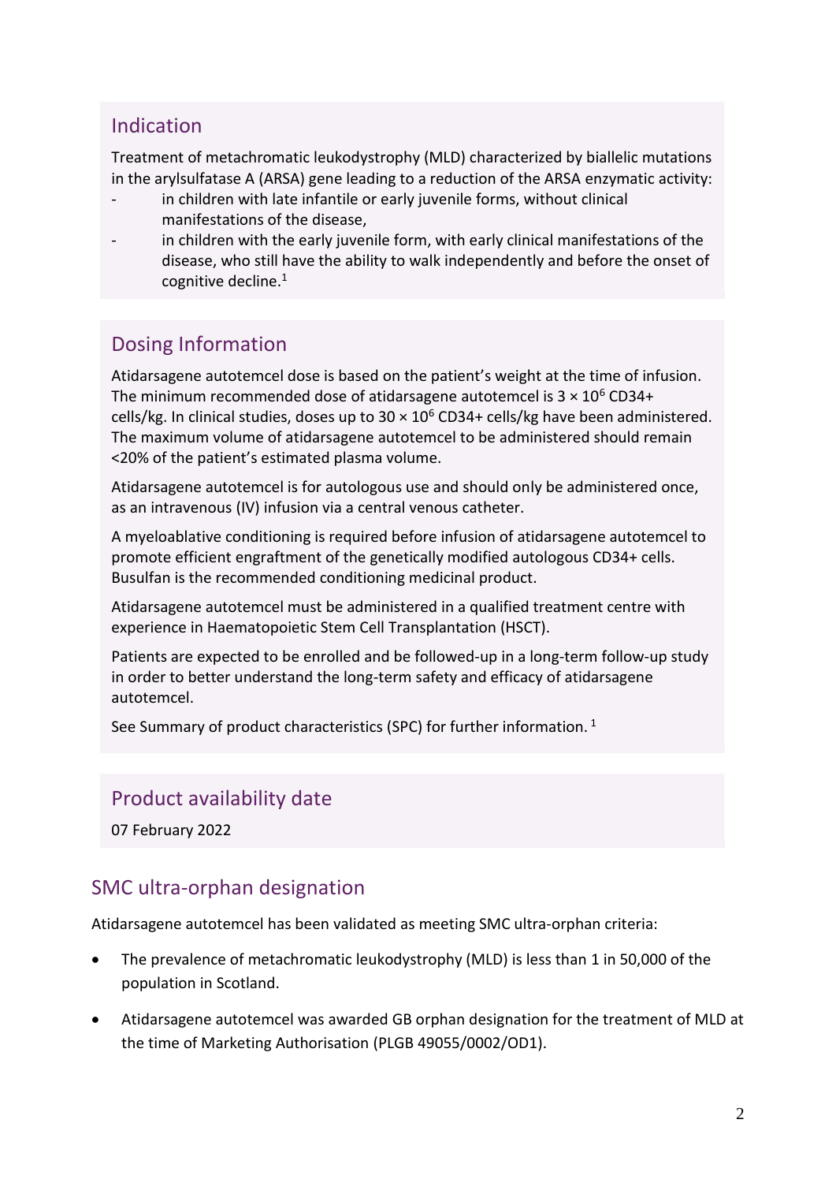## Indication

Treatment of metachromatic leukodystrophy (MLD) characterized by biallelic mutations in the arylsulfatase A (ARSA) gene leading to a reduction of the ARSA enzymatic activity:

- in children with late infantile or early juvenile forms, without clinical manifestations of the disease,
- in children with the early juvenile form, with early clinical manifestations of the disease, who still have the ability to walk independently and before the onset of cognitive decline.[1]

## Dosing Information

Atidarsagene autotemcel dose is based on the patient's weight at the time of infusion. The minimum recommended dose of atidarsagene autotemcel is $3 \times 10^6$ CD34+ cells/kg. In clinical studies, doses up to $30 \times 10^6$ CD34+ cells/kg have been administered. The maximum volume of atidarsagene autotemcel to be administered should remain <20% of the patient's estimated plasma volume.

Atidarsagene autotemcel is for autologous use and should only be administered once, as an intravenous (IV) infusion via a central venous catheter.

A myeloablative conditioning is required before infusion of atidarsagene autotemcel to promote efficient engraftment of the genetically modified autologous CD34+ cells. Busulfan is the recommended conditioning medicinal product.

Atidarsagene autotemcel must be administered in a qualified treatment centre with experience in Haematopoietic Stem Cell Transplantation (HSCT).

Patients are expected to be enrolled and be followed-up in a long-term follow-up study in order to better understand the long-term safety and efficacy of atidarsagene autotemcel.

See Summary of product characteristics (SPC) for further information. [1]

## Product availability date

07 February 2022

## SMC ultra-orphan designation

Atidarsagene autotemcel has been validated as meeting SMC ultra-orphan criteria:

- The prevalence of metachromatic leukodystrophy (MLD) is less than 1 in 50,000 of the population in Scotland.
- Atidarsagene autotemcel was awarded GB orphan designation for the treatment of MLD at the time of Marketing Authorisation (PLGB 49055/0002/OD1).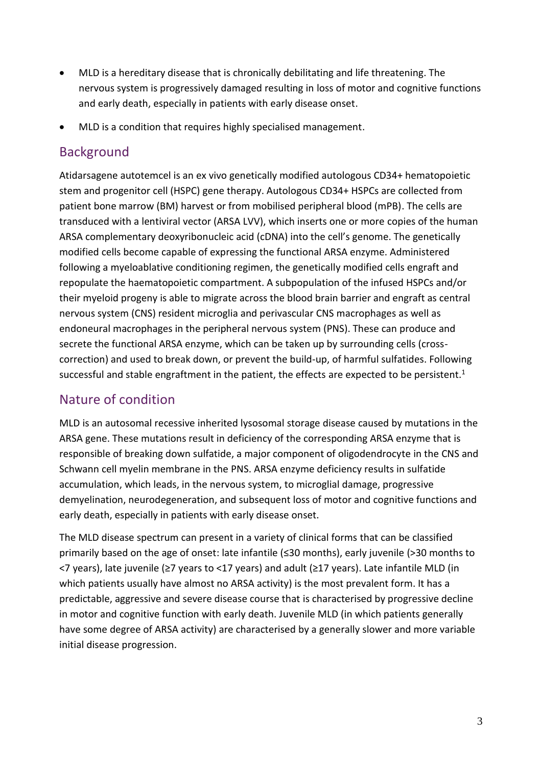- MLD is a hereditary disease that is chronically debilitating and life threatening. The nervous system is progressively damaged resulting in loss of motor and cognitive functions and early death, especially in patients with early disease onset.
- MLD is a condition that requires highly specialised management.

## Background

Atidarsagene autotemcel is an ex vivo genetically modified autologous CD34+ hematopoietic stem and progenitor cell (HSPC) gene therapy. Autologous CD34+ HSPCs are collected from patient bone marrow (BM) harvest or from mobilised peripheral blood (mPB). The cells are transduced with a lentiviral vector (ARSA LVV), which inserts one or more copies of the human ARSA complementary deoxyribonucleic acid (cDNA) into the cell's genome. The genetically modified cells become capable of expressing the functional ARSA enzyme. Administered following a myeloablative conditioning regimen, the genetically modified cells engraft and repopulate the haematopoietic compartment. A subpopulation of the infused HSPCs and/or their myeloid progeny is able to migrate across the blood brain barrier and engraft as central nervous system (CNS) resident microglia and perivascular CNS macrophages as well as endoneural macrophages in the peripheral nervous system (PNS). These can produce and secrete the functional ARSA enzyme, which can be taken up by surrounding cells (cross-correction) and used to break down, or prevent the build-up, of harmful sulfatides. Following successful and stable engraftment in the patient, the effects are expected to be persistent.[1]

## Nature of condition

MLD is an autosomal recessive inherited lysosomal storage disease caused by mutations in the ARSA gene. These mutations result in deficiency of the corresponding ARSA enzyme that is responsible of breaking down sulfatide, a major component of oligodendrocyte in the CNS and Schwann cell myelin membrane in the PNS. ARSA enzyme deficiency results in sulfatide accumulation, which leads, in the nervous system, to microglial damage, progressive demyelination, neurodegeneration, and subsequent loss of motor and cognitive functions and early death, especially in patients with early disease onset.

The MLD disease spectrum can present in a variety of clinical forms that can be classified primarily based on the age of onset: late infantile (≤30 months), early juvenile (>30 months to <7 years), late juvenile (≥7 years to <17 years) and adult (≥17 years). Late infantile MLD (in which patients usually have almost no ARSA activity) is the most prevalent form. It has a predictable, aggressive and severe disease course that is characterised by progressive decline in motor and cognitive function with early death. Juvenile MLD (in which patients generally have some degree of ARSA activity) are characterised by a generally slower and more variable initial disease progression.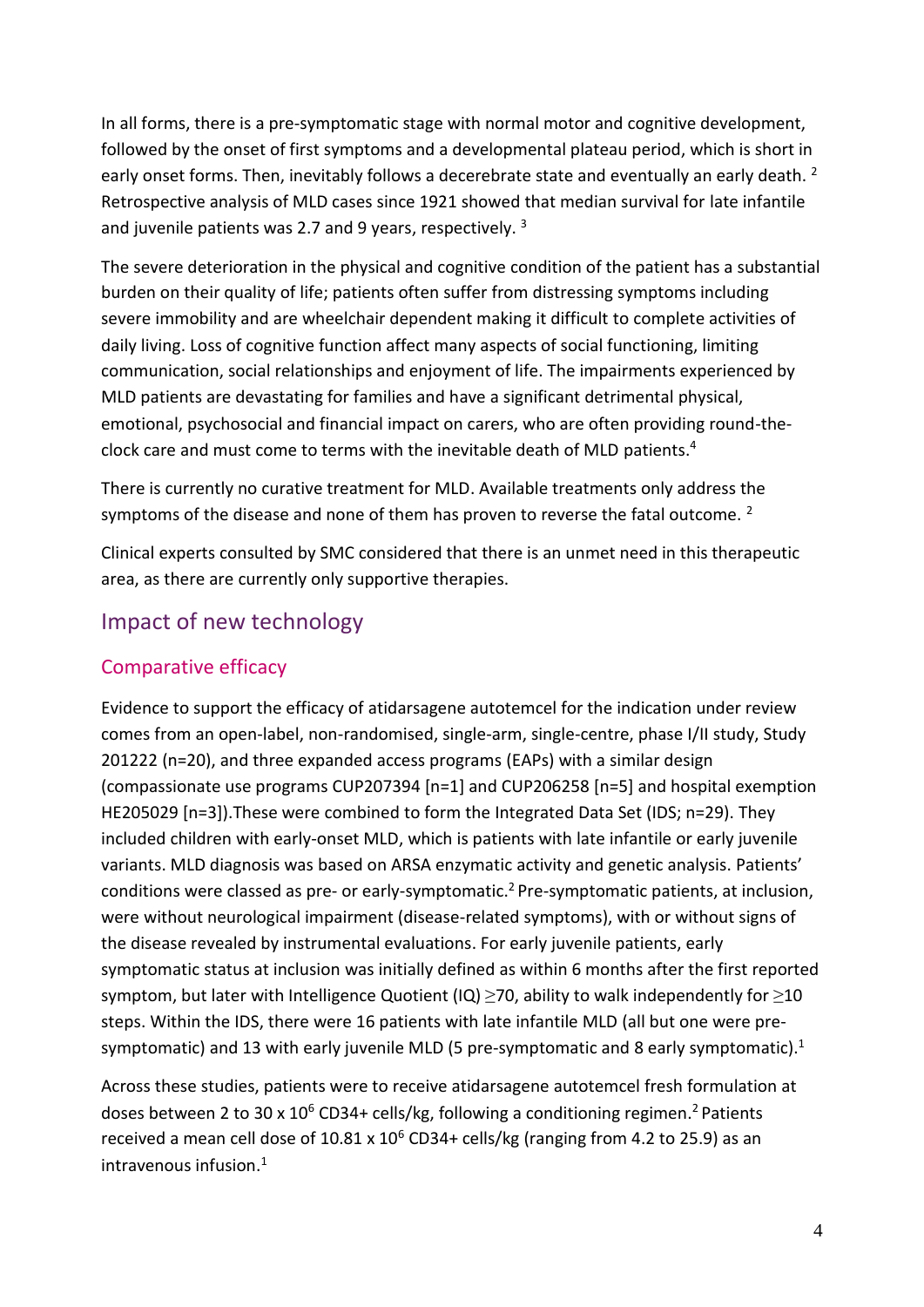In all forms, there is a pre-symptomatic stage with normal motor and cognitive development, followed by the onset of first symptoms and a developmental plateau period, which is short in early onset forms. Then, inevitably follows a decerebrate state and eventually an early death. [2] Retrospective analysis of MLD cases since 1921 showed that median survival for late infantile and juvenile patients was 2.7 and 9 years, respectively. [3]

The severe deterioration in the physical and cognitive condition of the patient has a substantial burden on their quality of life; patients often suffer from distressing symptoms including severe immobility and are wheelchair dependent making it difficult to complete activities of daily living. Loss of cognitive function affect many aspects of social functioning, limiting communication, social relationships and enjoyment of life. The impairments experienced by MLD patients are devastating for families and have a significant detrimental physical, emotional, psychosocial and financial impact on carers, who are often providing round-the-clock care and must come to terms with the inevitable death of MLD patients.[4]

There is currently no curative treatment for MLD. Available treatments only address the symptoms of the disease and none of them has proven to reverse the fatal outcome. [2]

Clinical experts consulted by SMC considered that there is an unmet need in this therapeutic area, as there are currently only supportive therapies.

## Impact of new technology

### Comparative efficacy

Evidence to support the efficacy of atidarsagene autotemcel for the indication under review comes from an open-label, non-randomised, single-arm, single-centre, phase I/II study, Study 201222 (n=20), and three expanded access programs (EAPs) with a similar design (compassionate use programs CUP207394 [n=1] and CUP206258 [n=5] and hospital exemption HE205029 [n=3]).These were combined to form the Integrated Data Set (IDS; n=29). They included children with early-onset MLD, which is patients with late infantile or early juvenile variants. MLD diagnosis was based on ARSA enzymatic activity and genetic analysis. Patients' conditions were classed as pre- or early-symptomatic.[2] Pre-symptomatic patients, at inclusion, were without neurological impairment (disease-related symptoms), with or without signs of the disease revealed by instrumental evaluations. For early juvenile patients, early symptomatic status at inclusion was initially defined as within 6 months after the first reported symptom, but later with Intelligence Quotient (IQ) $\geq$70, ability to walk independently for $\geq$10 steps. Within the IDS, there were 16 patients with late infantile MLD (all but one were pre-symptomatic) and 13 with early juvenile MLD (5 pre-symptomatic and 8 early symptomatic).[1]

Across these studies, patients were to receive atidarsagene autotemcel fresh formulation at doses between 2 to 30 x $10^6$ CD34+ cells/kg, following a conditioning regimen.[2] Patients received a mean cell dose of 10.81 x $10^6$ CD34+ cells/kg (ranging from 4.2 to 25.9) as an intravenous infusion.[1]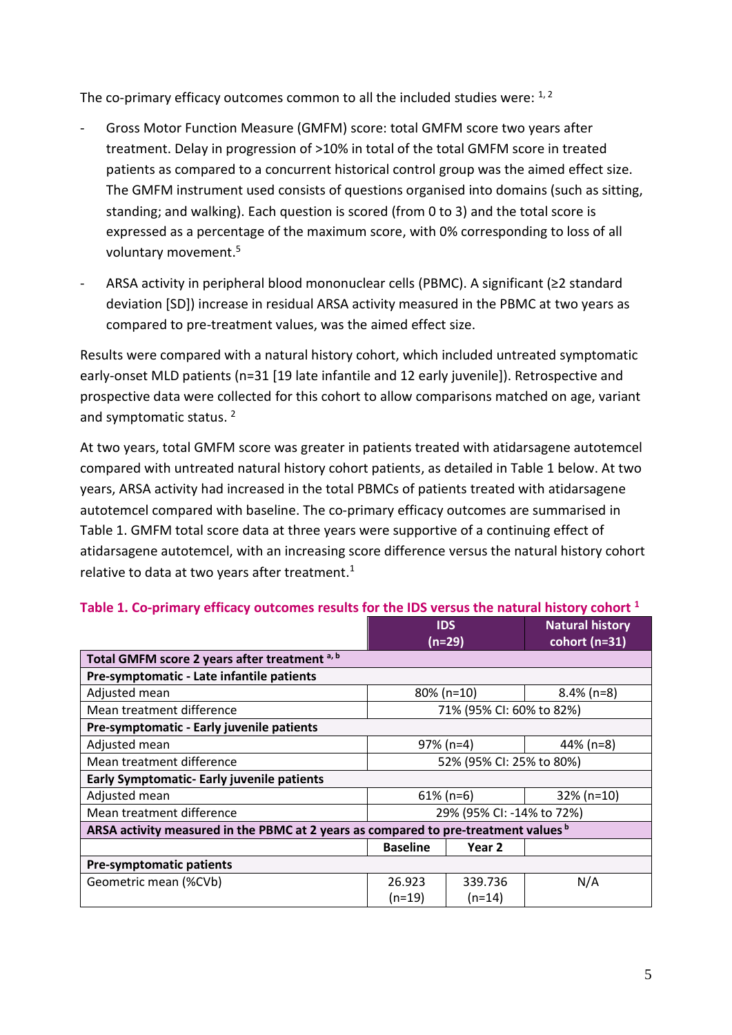The co-primary efficacy outcomes common to all the included studies were: [1, 2]

- Gross Motor Function Measure (GMFM) score: total GMFM score two years after treatment. Delay in progression of >10% in total of the total GMFM score in treated patients as compared to a concurrent historical control group was the aimed effect size. The GMFM instrument used consists of questions organised into domains (such as sitting, standing; and walking). Each question is scored (from 0 to 3) and the total score is expressed as a percentage of the maximum score, with 0% corresponding to loss of all voluntary movement.[5]
- ARSA activity in peripheral blood mononuclear cells (PBMC). A significant (≥2 standard deviation [SD]) increase in residual ARSA activity measured in the PBMC at two years as compared to pre-treatment values, was the aimed effect size.

Results were compared with a natural history cohort, which included untreated symptomatic early-onset MLD patients (n=31 [19 late infantile and 12 early juvenile]). Retrospective and prospective data were collected for this cohort to allow comparisons matched on age, variant and symptomatic status. [2]

At two years, total GMFM score was greater in patients treated with atidarsagene autotemcel compared with untreated natural history cohort patients, as detailed in Table 1 below. At two years, ARSA activity had increased in the total PBMCs of patients treated with atidarsagene autotemcel compared with baseline. The co-primary efficacy outcomes are summarised in Table 1. GMFM total score data at three years were supportive of a continuing effect of atidarsagene autotemcel, with an increasing score difference versus the natural history cohort relative to data at two years after treatment.[1]

**Table 1. Co-primary efficacy outcomes results for the IDS versus the natural history cohort [1]**

| | IDS (n=29) | | Natural history cohort (n=31) |
|---|---|---|---|
| **Total GMFM score 2 years after treatment [a, b]** | | | |
| **Pre-symptomatic - Late infantile patients** | | | |
| Adjusted mean | 80% (n=10) | | 8.4% (n=8) |
| Mean treatment difference | 71% (95% CI: 60% to 82%) | | |
| **Pre-symptomatic - Early juvenile patients** | | | |
| Adjusted mean | 97% (n=4) | | 44% (n=8) |
| Mean treatment difference | 52% (95% CI: 25% to 80%) | | |
| **Early Symptomatic- Early juvenile patients** | | | |
| Adjusted mean | 61% (n=6) | | 32% (n=10) |
| Mean treatment difference | 29% (95% CI: -14% to 72%) | | |
| **ARSA activity measured in the PBMC at 2 years as compared to pre-treatment values [b]** | | | |
| | **Baseline** | **Year 2** | |
| **Pre-symptomatic patients** | | | |
| Geometric mean (%CVb) | 26.923 (n=19) | 339.736 (n=14) | N/A |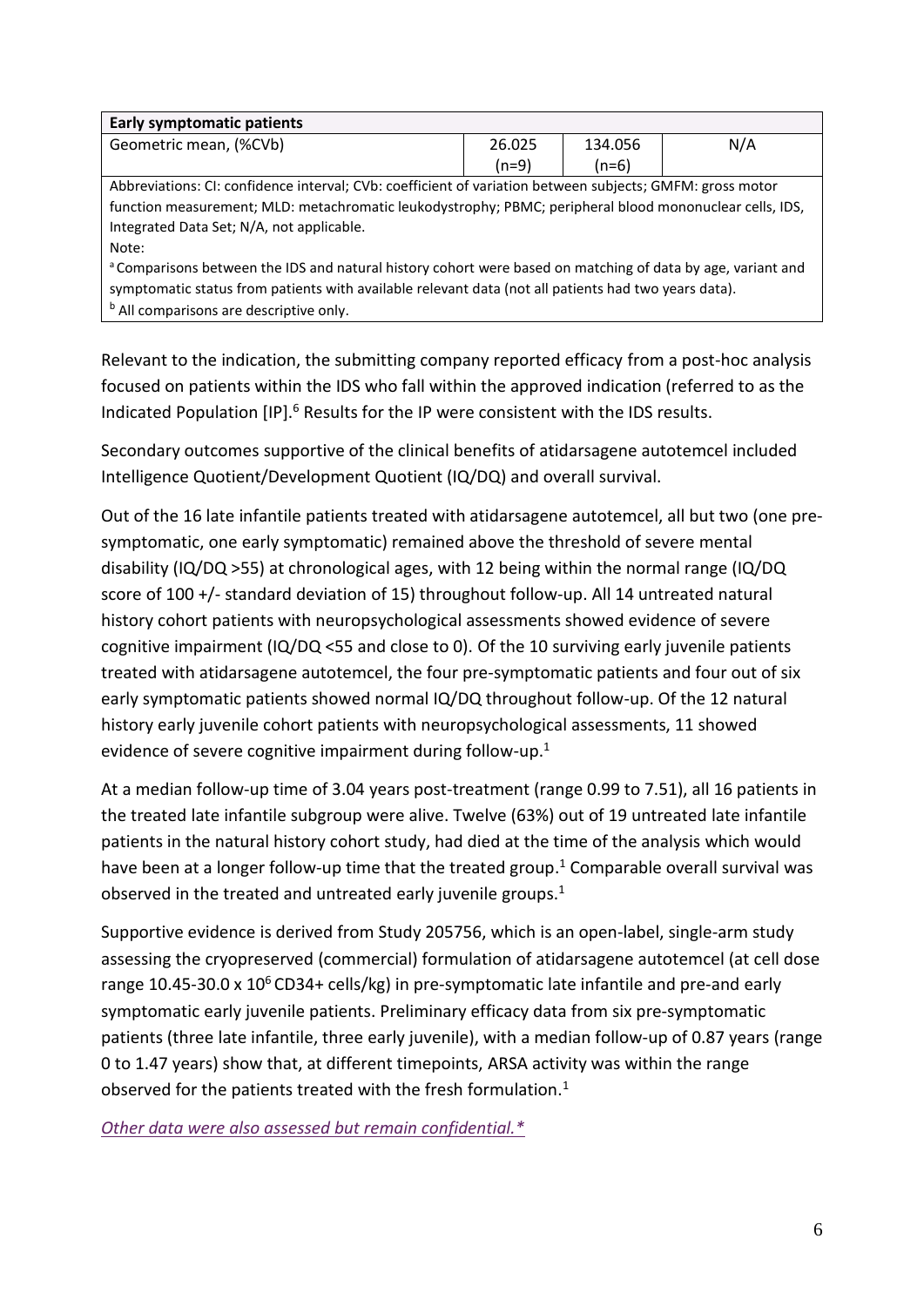| Early symptomatic patients | | | |
|---|---|---|---|
| Geometric mean, (%CVb) | 26.025 (n=9) | 134.056 (n=6) | N/A |

Abbreviations: CI: confidence interval; CVb: coefficient of variation between subjects; GMFM: gross motor function measurement; MLD: metachromatic leukodystrophy; PBMC; peripheral blood mononuclear cells, IDS, Integrated Data Set; N/A, not applicable.

Note:

[a] Comparisons between the IDS and natural history cohort were based on matching of data by age, variant and symptomatic status from patients with available relevant data (not all patients had two years data).

[b] All comparisons are descriptive only.

Relevant to the indication, the submitting company reported efficacy from a post-hoc analysis focused on patients within the IDS who fall within the approved indication (referred to as the Indicated Population [IP].[6] Results for the IP were consistent with the IDS results.

Secondary outcomes supportive of the clinical benefits of atidarsagene autotemcel included Intelligence Quotient/Development Quotient (IQ/DQ) and overall survival.

Out of the 16 late infantile patients treated with atidarsagene autotemcel, all but two (one pre-symptomatic, one early symptomatic) remained above the threshold of severe mental disability (IQ/DQ >55) at chronological ages, with 12 being within the normal range (IQ/DQ score of 100 +/- standard deviation of 15) throughout follow-up. All 14 untreated natural history cohort patients with neuropsychological assessments showed evidence of severe cognitive impairment (IQ/DQ <55 and close to 0). Of the 10 surviving early juvenile patients treated with atidarsagene autotemcel, the four pre-symptomatic patients and four out of six early symptomatic patients showed normal IQ/DQ throughout follow-up. Of the 12 natural history early juvenile cohort patients with neuropsychological assessments, 11 showed evidence of severe cognitive impairment during follow-up.[1]

At a median follow-up time of 3.04 years post-treatment (range 0.99 to 7.51), all 16 patients in the treated late infantile subgroup were alive. Twelve (63%) out of 19 untreated late infantile patients in the natural history cohort study, had died at the time of the analysis which would have been at a longer follow-up time that the treated group.[1] Comparable overall survival was observed in the treated and untreated early juvenile groups.[1]

Supportive evidence is derived from Study 205756, which is an open-label, single-arm study assessing the cryopreserved (commercial) formulation of atidarsagene autotemcel (at cell dose range 10.45-30.0 x $10^6$ CD34+ cells/kg) in pre-symptomatic late infantile and pre-and early symptomatic early juvenile patients. Preliminary efficacy data from six pre-symptomatic patients (three late infantile, three early juvenile), with a median follow-up of 0.87 years (range 0 to 1.47 years) show that, at different timepoints, ARSA activity was within the range observed for the patients treated with the fresh formulation.[1]

*Other data were also assessed but remain confidential.**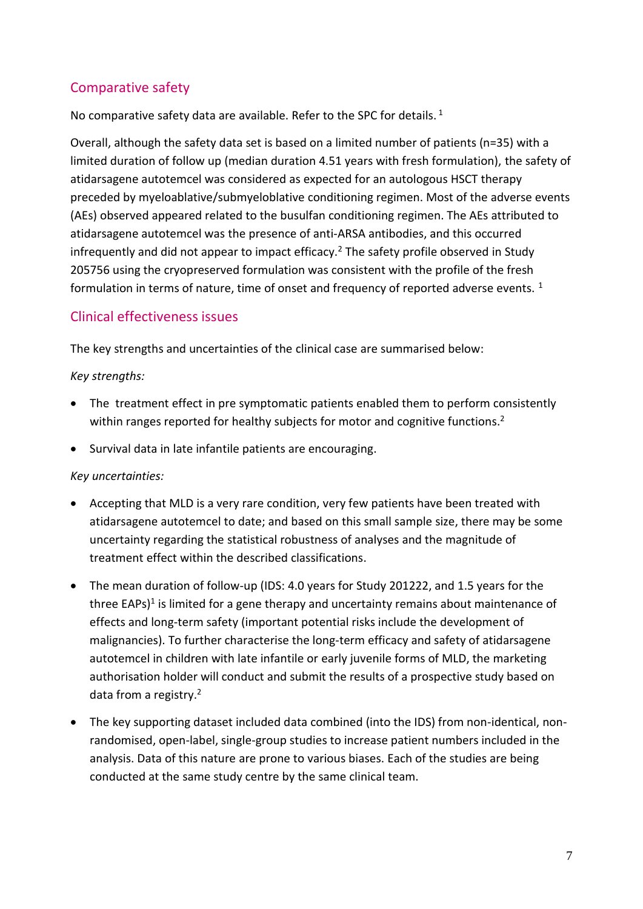## Comparative safety

No comparative safety data are available. Refer to the SPC for details. [1]

Overall, although the safety data set is based on a limited number of patients (n=35) with a limited duration of follow up (median duration 4.51 years with fresh formulation), the safety of atidarsagene autotemcel was considered as expected for an autologous HSCT therapy preceded by myeloablative/submyeloblative conditioning regimen. Most of the adverse events (AEs) observed appeared related to the busulfan conditioning regimen. The AEs attributed to atidarsagene autotemcel was the presence of anti-ARSA antibodies, and this occurred infrequently and did not appear to impact efficacy.[2] The safety profile observed in Study 205756 using the cryopreserved formulation was consistent with the profile of the fresh formulation in terms of nature, time of onset and frequency of reported adverse events. [1]

## Clinical effectiveness issues

The key strengths and uncertainties of the clinical case are summarised below:

*Key strengths:*

- The  treatment effect in pre symptomatic patients enabled them to perform consistently within ranges reported for healthy subjects for motor and cognitive functions.[2]
- Survival data in late infantile patients are encouraging.

*Key uncertainties:*

- Accepting that MLD is a very rare condition, very few patients have been treated with atidarsagene autotemcel to date; and based on this small sample size, there may be some uncertainty regarding the statistical robustness of analyses and the magnitude of treatment effect within the described classifications.
- The mean duration of follow-up (IDS: 4.0 years for Study 201222, and 1.5 years for the three EAPs)[1] is limited for a gene therapy and uncertainty remains about maintenance of effects and long-term safety (important potential risks include the development of malignancies). To further characterise the long-term efficacy and safety of atidarsagene autotemcel in children with late infantile or early juvenile forms of MLD, the marketing authorisation holder will conduct and submit the results of a prospective study based on data from a registry.[2]
- The key supporting dataset included data combined (into the IDS) from non-identical, non-randomised, open-label, single-group studies to increase patient numbers included in the analysis. Data of this nature are prone to various biases. Each of the studies are being conducted at the same study centre by the same clinical team.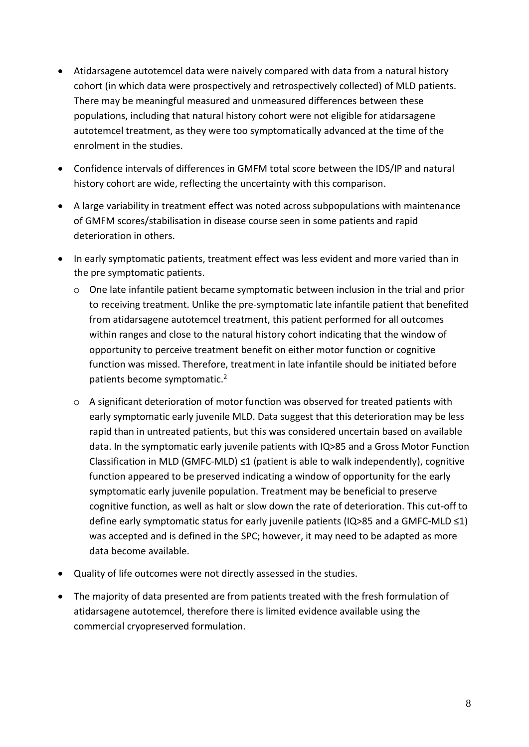- Atidarsagene autotemcel data were naively compared with data from a natural history cohort (in which data were prospectively and retrospectively collected) of MLD patients. There may be meaningful measured and unmeasured differences between these populations, including that natural history cohort were not eligible for atidarsagene autotemcel treatment, as they were too symptomatically advanced at the time of the enrolment in the studies.
- Confidence intervals of differences in GMFM total score between the IDS/IP and natural history cohort are wide, reflecting the uncertainty with this comparison.
- A large variability in treatment effect was noted across subpopulations with maintenance of GMFM scores/stabilisation in disease course seen in some patients and rapid deterioration in others.
- In early symptomatic patients, treatment effect was less evident and more varied than in the pre symptomatic patients.
  - One late infantile patient became symptomatic between inclusion in the trial and prior to receiving treatment. Unlike the pre-symptomatic late infantile patient that benefited from atidarsagene autotemcel treatment, this patient performed for all outcomes within ranges and close to the natural history cohort indicating that the window of opportunity to perceive treatment benefit on either motor function or cognitive function was missed. Therefore, treatment in late infantile should be initiated before patients become symptomatic.[2]
  - A significant deterioration of motor function was observed for treated patients with early symptomatic early juvenile MLD. Data suggest that this deterioration may be less rapid than in untreated patients, but this was considered uncertain based on available data. In the symptomatic early juvenile patients with IQ>85 and a Gross Motor Function Classification in MLD (GMFC-MLD) ≤1 (patient is able to walk independently), cognitive function appeared to be preserved indicating a window of opportunity for the early symptomatic early juvenile population. Treatment may be beneficial to preserve cognitive function, as well as halt or slow down the rate of deterioration. This cut-off to define early symptomatic status for early juvenile patients (IQ>85 and a GMFC-MLD ≤1) was accepted and is defined in the SPC; however, it may need to be adapted as more data become available.
- Quality of life outcomes were not directly assessed in the studies.
- The majority of data presented are from patients treated with the fresh formulation of atidarsagene autotemcel, therefore there is limited evidence available using the commercial cryopreserved formulation.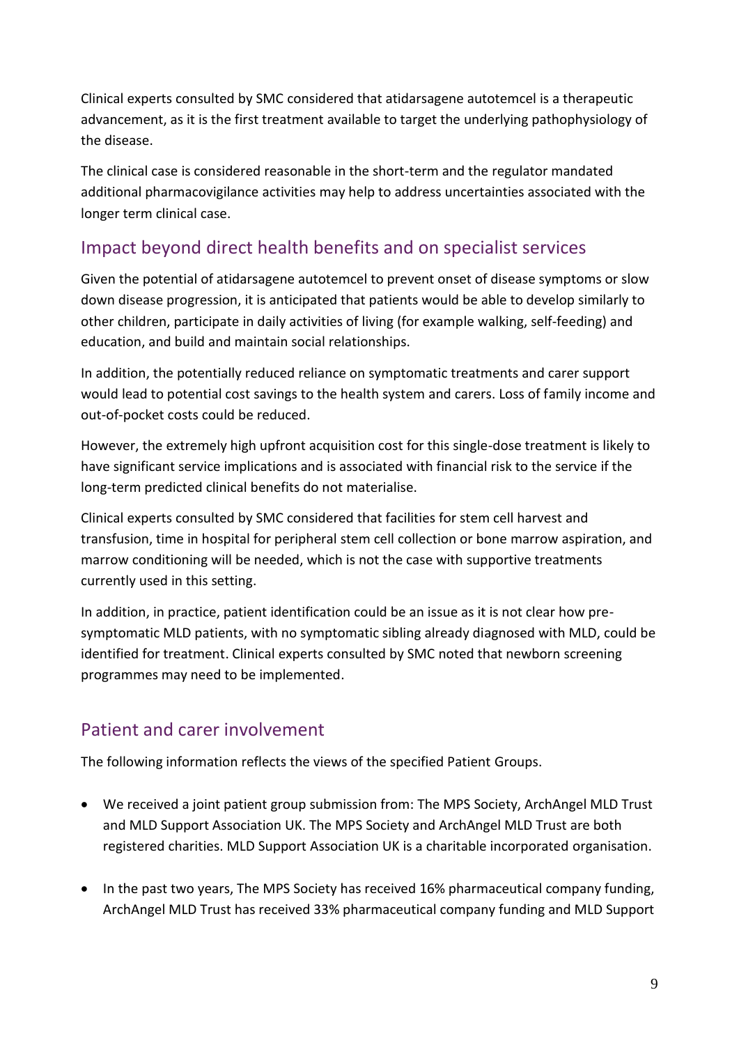Clinical experts consulted by SMC considered that atidarsagene autotemcel is a therapeutic advancement, as it is the first treatment available to target the underlying pathophysiology of the disease.

The clinical case is considered reasonable in the short-term and the regulator mandated additional pharmacovigilance activities may help to address uncertainties associated with the longer term clinical case.

## Impact beyond direct health benefits and on specialist services

Given the potential of atidarsagene autotemcel to prevent onset of disease symptoms or slow down disease progression, it is anticipated that patients would be able to develop similarly to other children, participate in daily activities of living (for example walking, self-feeding) and education, and build and maintain social relationships.

In addition, the potentially reduced reliance on symptomatic treatments and carer support would lead to potential cost savings to the health system and carers. Loss of family income and out-of-pocket costs could be reduced.

However, the extremely high upfront acquisition cost for this single-dose treatment is likely to have significant service implications and is associated with financial risk to the service if the long-term predicted clinical benefits do not materialise.

Clinical experts consulted by SMC considered that facilities for stem cell harvest and transfusion, time in hospital for peripheral stem cell collection or bone marrow aspiration, and marrow conditioning will be needed, which is not the case with supportive treatments currently used in this setting.

In addition, in practice, patient identification could be an issue as it is not clear how pre-symptomatic MLD patients, with no symptomatic sibling already diagnosed with MLD, could be identified for treatment. Clinical experts consulted by SMC noted that newborn screening programmes may need to be implemented.

## Patient and carer involvement

The following information reflects the views of the specified Patient Groups.

- We received a joint patient group submission from: The MPS Society, ArchAngel MLD Trust and MLD Support Association UK. The MPS Society and ArchAngel MLD Trust are both registered charities. MLD Support Association UK is a charitable incorporated organisation.
- In the past two years, The MPS Society has received 16% pharmaceutical company funding, ArchAngel MLD Trust has received 33% pharmaceutical company funding and MLD Support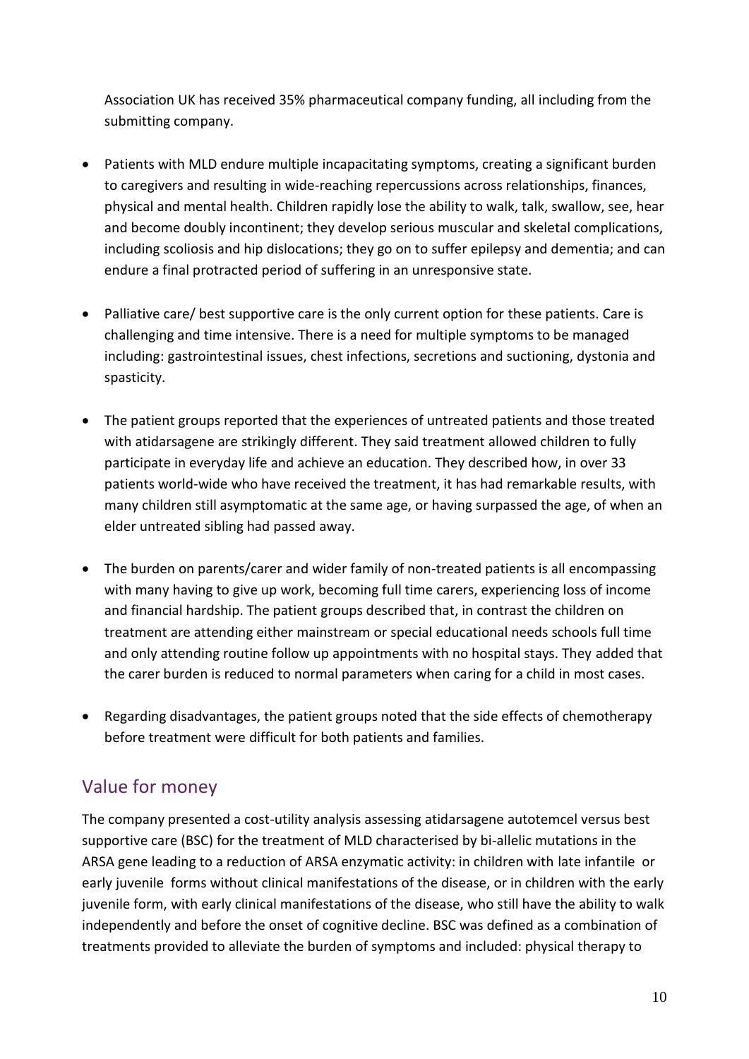Association UK has received 35% pharmaceutical company funding, all including from the submitting company.

- Patients with MLD endure multiple incapacitating symptoms, creating a significant burden to caregivers and resulting in wide-reaching repercussions across relationships, finances, physical and mental health. Children rapidly lose the ability to walk, talk, swallow, see, hear and become doubly incontinent; they develop serious muscular and skeletal complications, including scoliosis and hip dislocations; they go on to suffer epilepsy and dementia; and can endure a final protracted period of suffering in an unresponsive state.

- Palliative care/ best supportive care is the only current option for these patients. Care is challenging and time intensive. There is a need for multiple symptoms to be managed including: gastrointestinal issues, chest infections, secretions and suctioning, dystonia and spasticity.

- The patient groups reported that the experiences of untreated patients and those treated with atidarsagene are strikingly different. They said treatment allowed children to fully participate in everyday life and achieve an education. They described how, in over 33 patients world-wide who have received the treatment, it has had remarkable results, with many children still asymptomatic at the same age, or having surpassed the age, of when an elder untreated sibling had passed away.

- The burden on parents/carer and wider family of non-treated patients is all encompassing with many having to give up work, becoming full time carers, experiencing loss of income and financial hardship. The patient groups described that, in contrast the children on treatment are attending either mainstream or special educational needs schools full time and only attending routine follow up appointments with no hospital stays. They added that the carer burden is reduced to normal parameters when caring for a child in most cases.

- Regarding disadvantages, the patient groups noted that the side effects of chemotherapy before treatment were difficult for both patients and families.

## Value for money

The company presented a cost-utility analysis assessing atidarsagene autotemcel versus best supportive care (BSC) for the treatment of MLD characterised by bi-allelic mutations in the ARSA gene leading to a reduction of ARSA enzymatic activity: in children with late infantile or early juvenile forms without clinical manifestations of the disease, or in children with the early juvenile form, with early clinical manifestations of the disease, who still have the ability to walk independently and before the onset of cognitive decline. BSC was defined as a combination of treatments provided to alleviate the burden of symptoms and included: physical therapy to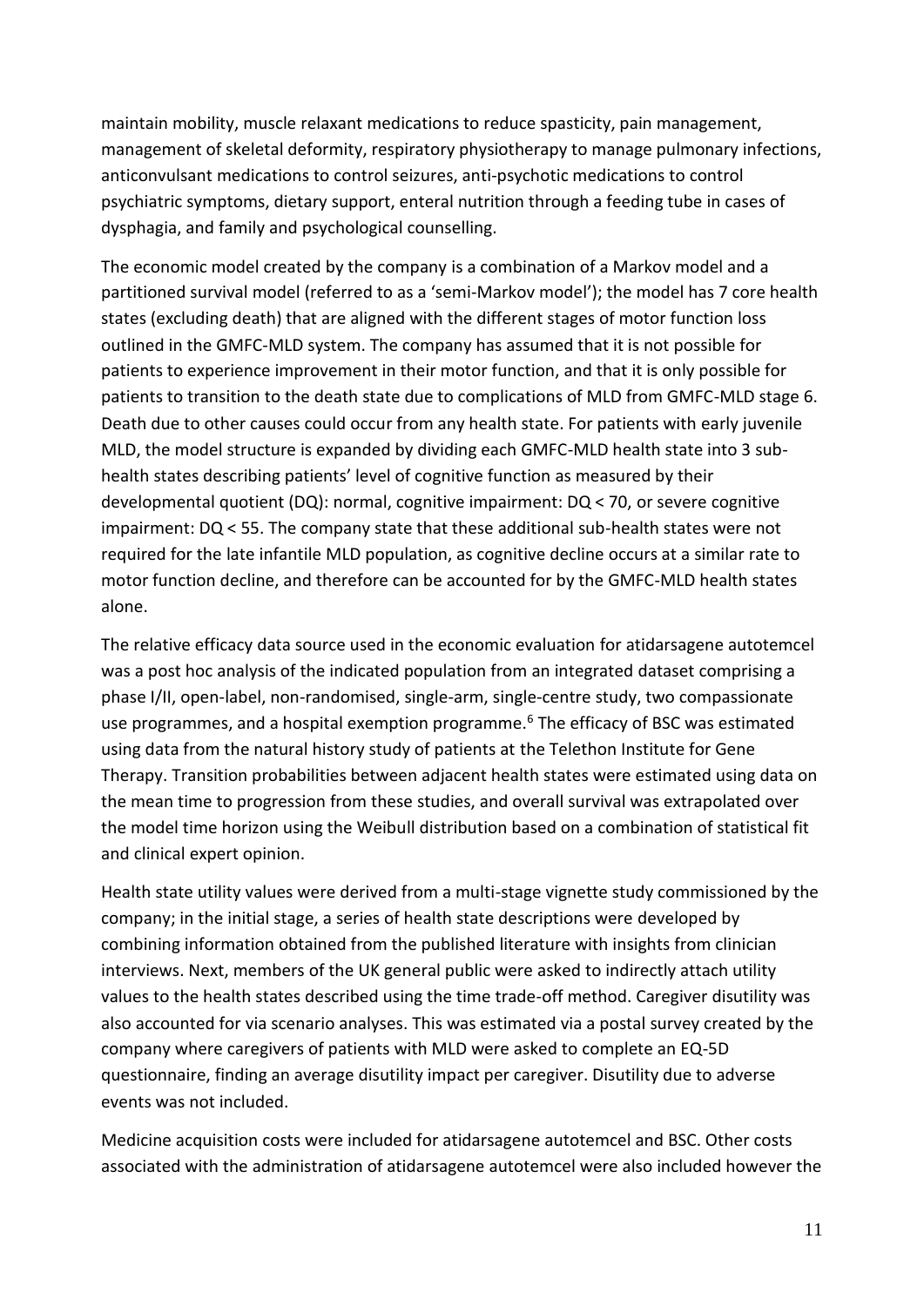maintain mobility, muscle relaxant medications to reduce spasticity, pain management, management of skeletal deformity, respiratory physiotherapy to manage pulmonary infections, anticonvulsant medications to control seizures, anti-psychotic medications to control psychiatric symptoms, dietary support, enteral nutrition through a feeding tube in cases of dysphagia, and family and psychological counselling.

The economic model created by the company is a combination of a Markov model and a partitioned survival model (referred to as a 'semi-Markov model'); the model has 7 core health states (excluding death) that are aligned with the different stages of motor function loss outlined in the GMFC-MLD system. The company has assumed that it is not possible for patients to experience improvement in their motor function, and that it is only possible for patients to transition to the death state due to complications of MLD from GMFC-MLD stage 6. Death due to other causes could occur from any health state. For patients with early juvenile MLD, the model structure is expanded by dividing each GMFC-MLD health state into 3 sub-health states describing patients' level of cognitive function as measured by their developmental quotient (DQ): normal, cognitive impairment: DQ < 70, or severe cognitive impairment: DQ < 55. The company state that these additional sub-health states were not required for the late infantile MLD population, as cognitive decline occurs at a similar rate to motor function decline, and therefore can be accounted for by the GMFC-MLD health states alone.

The relative efficacy data source used in the economic evaluation for atidarsagene autotemcel was a post hoc analysis of the indicated population from an integrated dataset comprising a phase I/II, open-label, non-randomised, single-arm, single-centre study, two compassionate use programmes, and a hospital exemption programme.[6] The efficacy of BSC was estimated using data from the natural history study of patients at the Telethon Institute for Gene Therapy. Transition probabilities between adjacent health states were estimated using data on the mean time to progression from these studies, and overall survival was extrapolated over the model time horizon using the Weibull distribution based on a combination of statistical fit and clinical expert opinion.

Health state utility values were derived from a multi-stage vignette study commissioned by the company; in the initial stage, a series of health state descriptions were developed by combining information obtained from the published literature with insights from clinician interviews. Next, members of the UK general public were asked to indirectly attach utility values to the health states described using the time trade-off method. Caregiver disutility was also accounted for via scenario analyses. This was estimated via a postal survey created by the company where caregivers of patients with MLD were asked to complete an EQ-5D questionnaire, finding an average disutility impact per caregiver. Disutility due to adverse events was not included.

Medicine acquisition costs were included for atidarsagene autotemcel and BSC. Other costs associated with the administration of atidarsagene autotemcel were also included however the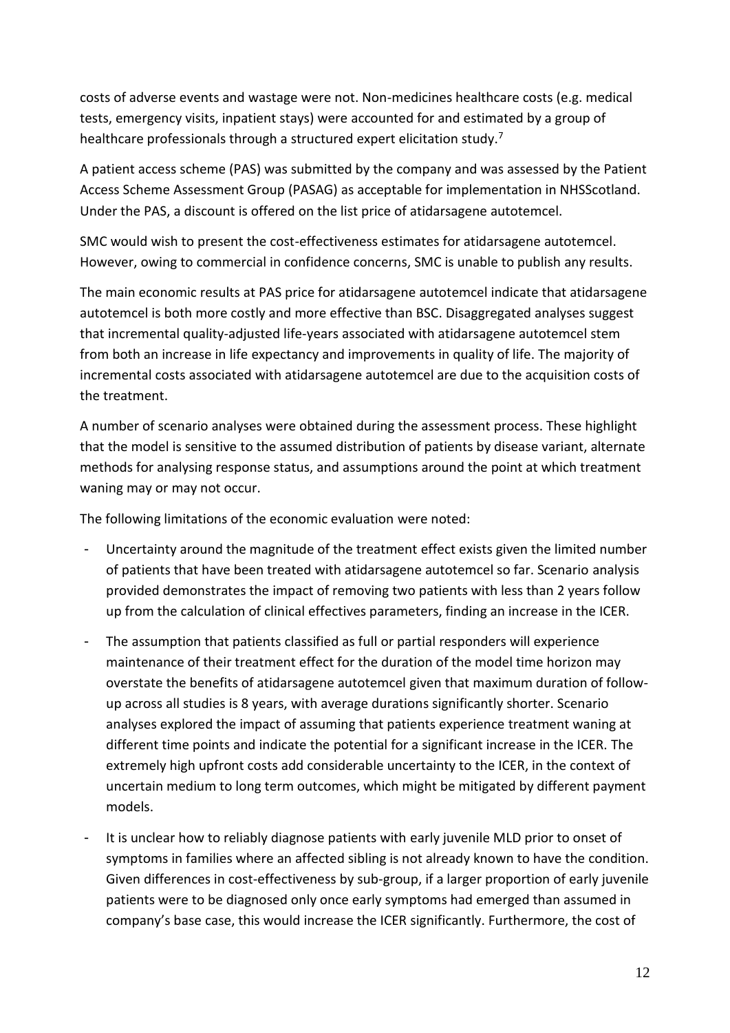costs of adverse events and wastage were not. Non-medicines healthcare costs (e.g. medical tests, emergency visits, inpatient stays) were accounted for and estimated by a group of healthcare professionals through a structured expert elicitation study.[7]

A patient access scheme (PAS) was submitted by the company and was assessed by the Patient Access Scheme Assessment Group (PASAG) as acceptable for implementation in NHSScotland. Under the PAS, a discount is offered on the list price of atidarsagene autotemcel.

SMC would wish to present the cost-effectiveness estimates for atidarsagene autotemcel. However, owing to commercial in confidence concerns, SMC is unable to publish any results.

The main economic results at PAS price for atidarsagene autotemcel indicate that atidarsagene autotemcel is both more costly and more effective than BSC. Disaggregated analyses suggest that incremental quality-adjusted life-years associated with atidarsagene autotemcel stem from both an increase in life expectancy and improvements in quality of life. The majority of incremental costs associated with atidarsagene autotemcel are due to the acquisition costs of the treatment.

A number of scenario analyses were obtained during the assessment process. These highlight that the model is sensitive to the assumed distribution of patients by disease variant, alternate methods for analysing response status, and assumptions around the point at which treatment waning may or may not occur.

The following limitations of the economic evaluation were noted:

- Uncertainty around the magnitude of the treatment effect exists given the limited number of patients that have been treated with atidarsagene autotemcel so far. Scenario analysis provided demonstrates the impact of removing two patients with less than 2 years follow up from the calculation of clinical effectives parameters, finding an increase in the ICER.
- The assumption that patients classified as full or partial responders will experience maintenance of their treatment effect for the duration of the model time horizon may overstate the benefits of atidarsagene autotemcel given that maximum duration of follow-up across all studies is 8 years, with average durations significantly shorter. Scenario analyses explored the impact of assuming that patients experience treatment waning at different time points and indicate the potential for a significant increase in the ICER. The extremely high upfront costs add considerable uncertainty to the ICER, in the context of uncertain medium to long term outcomes, which might be mitigated by different payment models.
- It is unclear how to reliably diagnose patients with early juvenile MLD prior to onset of symptoms in families where an affected sibling is not already known to have the condition. Given differences in cost-effectiveness by sub-group, if a larger proportion of early juvenile patients were to be diagnosed only once early symptoms had emerged than assumed in company's base case, this would increase the ICER significantly. Furthermore, the cost of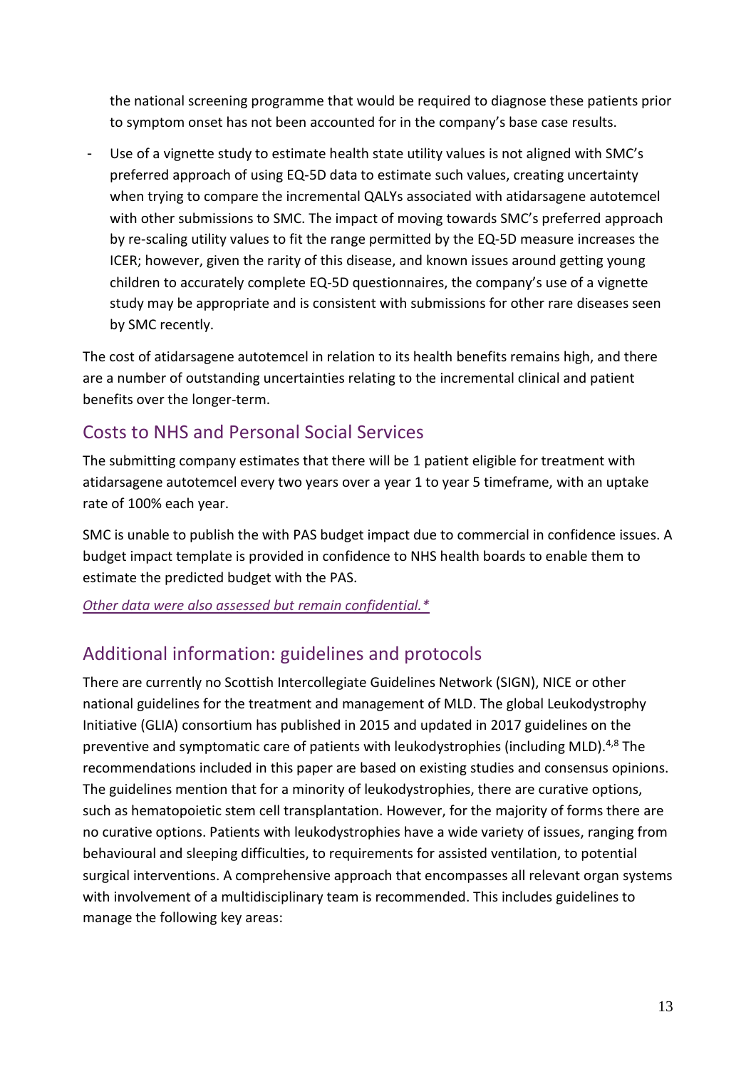the national screening programme that would be required to diagnose these patients prior to symptom onset has not been accounted for in the company's base case results.

- Use of a vignette study to estimate health state utility values is not aligned with SMC's preferred approach of using EQ-5D data to estimate such values, creating uncertainty when trying to compare the incremental QALYs associated with atidarsagene autotemcel with other submissions to SMC. The impact of moving towards SMC's preferred approach by re-scaling utility values to fit the range permitted by the EQ-5D measure increases the ICER; however, given the rarity of this disease, and known issues around getting young children to accurately complete EQ-5D questionnaires, the company's use of a vignette study may be appropriate and is consistent with submissions for other rare diseases seen by SMC recently.

The cost of atidarsagene autotemcel in relation to its health benefits remains high, and there are a number of outstanding uncertainties relating to the incremental clinical and patient benefits over the longer-term.

## Costs to NHS and Personal Social Services

The submitting company estimates that there will be 1 patient eligible for treatment with atidarsagene autotemcel every two years over a year 1 to year 5 timeframe, with an uptake rate of 100% each year.

SMC is unable to publish the with PAS budget impact due to commercial in confidence issues. A budget impact template is provided in confidence to NHS health boards to enable them to estimate the predicted budget with the PAS.

*Other data were also assessed but remain confidential.**

## Additional information: guidelines and protocols

There are currently no Scottish Intercollegiate Guidelines Network (SIGN), NICE or other national guidelines for the treatment and management of MLD. The global Leukodystrophy Initiative (GLIA) consortium has published in 2015 and updated in 2017 guidelines on the preventive and symptomatic care of patients with leukodystrophies (including MLD).[4,8] The recommendations included in this paper are based on existing studies and consensus opinions. The guidelines mention that for a minority of leukodystrophies, there are curative options, such as hematopoietic stem cell transplantation. However, for the majority of forms there are no curative options. Patients with leukodystrophies have a wide variety of issues, ranging from behavioural and sleeping difficulties, to requirements for assisted ventilation, to potential surgical interventions. A comprehensive approach that encompasses all relevant organ systems with involvement of a multidisciplinary team is recommended. This includes guidelines to manage the following key areas: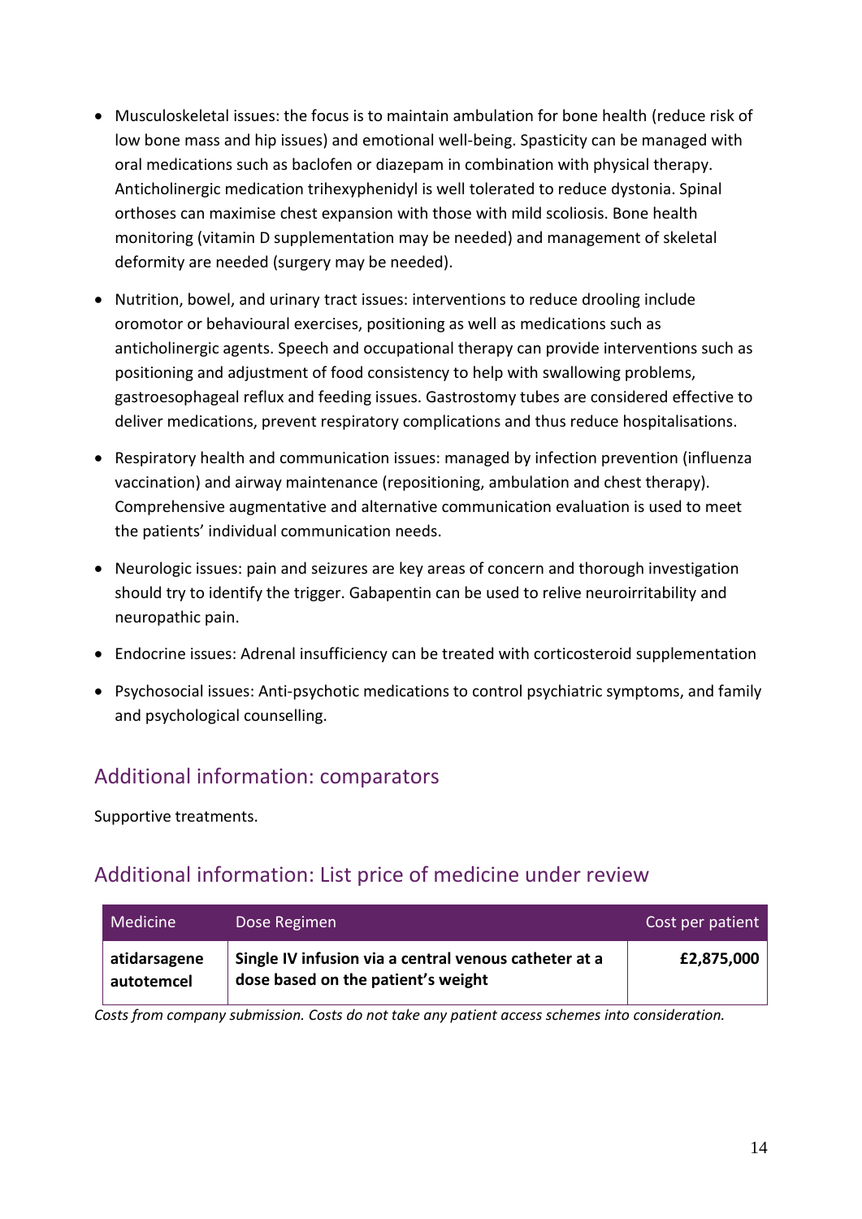- Musculoskeletal issues: the focus is to maintain ambulation for bone health (reduce risk of low bone mass and hip issues) and emotional well-being. Spasticity can be managed with oral medications such as baclofen or diazepam in combination with physical therapy. Anticholinergic medication trihexyphenidyl is well tolerated to reduce dystonia. Spinal orthoses can maximise chest expansion with those with mild scoliosis. Bone health monitoring (vitamin D supplementation may be needed) and management of skeletal deformity are needed (surgery may be needed).
- Nutrition, bowel, and urinary tract issues: interventions to reduce drooling include oromotor or behavioural exercises, positioning as well as medications such as anticholinergic agents. Speech and occupational therapy can provide interventions such as positioning and adjustment of food consistency to help with swallowing problems, gastroesophageal reflux and feeding issues. Gastrostomy tubes are considered effective to deliver medications, prevent respiratory complications and thus reduce hospitalisations.
- Respiratory health and communication issues: managed by infection prevention (influenza vaccination) and airway maintenance (repositioning, ambulation and chest therapy). Comprehensive augmentative and alternative communication evaluation is used to meet the patients' individual communication needs.
- Neurologic issues: pain and seizures are key areas of concern and thorough investigation should try to identify the trigger. Gabapentin can be used to relive neuroirritability and neuropathic pain.
- Endocrine issues: Adrenal insufficiency can be treated with corticosteroid supplementation
- Psychosocial issues: Anti-psychotic medications to control psychiatric symptoms, and family and psychological counselling.

## Additional information: comparators

Supportive treatments.

## Additional information: List price of medicine under review

| Medicine | Dose Regimen | Cost per patient |
|---|---|---|
| **atidarsagene autotemcel** | **Single IV infusion via a central venous catheter at a dose based on the patient's weight** | **£2,875,000** |

*Costs from company submission. Costs do not take any patient access schemes into consideration.*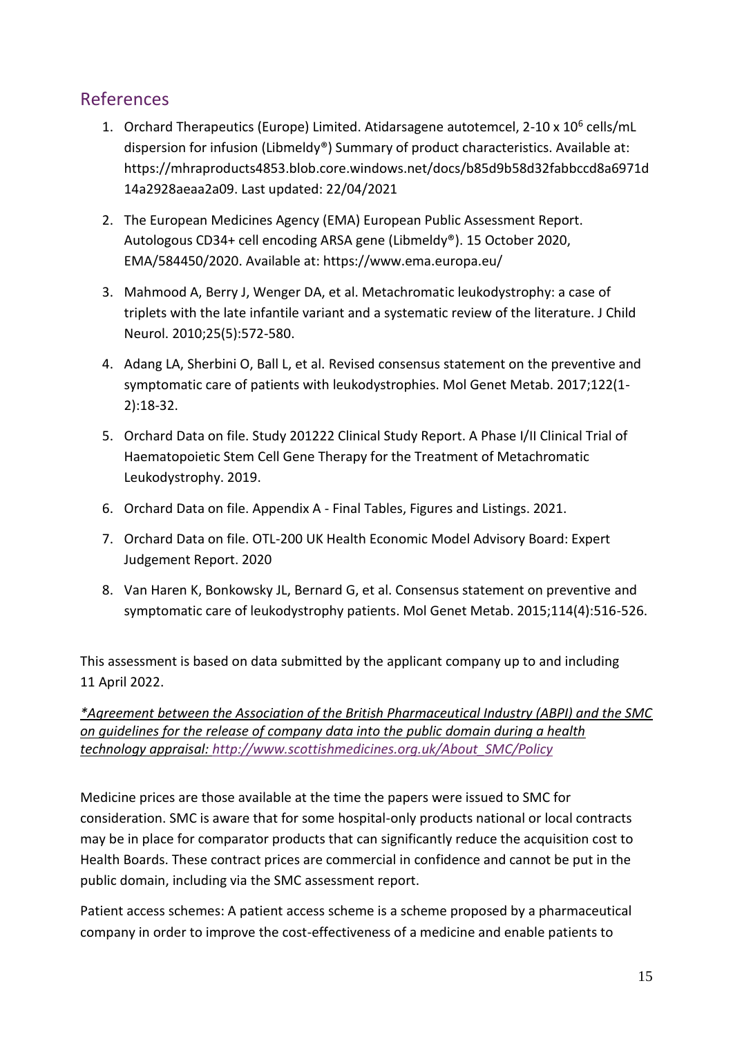## References

1. Orchard Therapeutics (Europe) Limited. Atidarsagene autotemcel, 2-10 x $10^6$ cells/mL dispersion for infusion (Libmeldy®) Summary of product characteristics. Available at: https://mhraproducts4853.blob.core.windows.net/docs/b85d9b58d32fabbccd8a6971d14a2928aeaa2a09. Last updated: 22/04/2021
2. The European Medicines Agency (EMA) European Public Assessment Report. Autologous CD34+ cell encoding ARSA gene (Libmeldy®). 15 October 2020, EMA/584450/2020. Available at: https://www.ema.europa.eu/
3. Mahmood A, Berry J, Wenger DA, et al. Metachromatic leukodystrophy: a case of triplets with the late infantile variant and a systematic review of the literature. J Child Neurol. 2010;25(5):572-580.
4. Adang LA, Sherbini O, Ball L, et al. Revised consensus statement on the preventive and symptomatic care of patients with leukodystrophies. Mol Genet Metab. 2017;122(1-2):18-32.
5. Orchard Data on file. Study 201222 Clinical Study Report. A Phase I/II Clinical Trial of Haematopoietic Stem Cell Gene Therapy for the Treatment of Metachromatic Leukodystrophy. 2019.
6. Orchard Data on file. Appendix A - Final Tables, Figures and Listings. 2021.
7. Orchard Data on file. OTL-200 UK Health Economic Model Advisory Board: Expert Judgement Report. 2020
8. Van Haren K, Bonkowsky JL, Bernard G, et al. Consensus statement on preventive and symptomatic care of leukodystrophy patients. Mol Genet Metab. 2015;114(4):516-526.

This assessment is based on data submitted by the applicant company up to and including 11 April 2022.

*\*Agreement between the Association of the British Pharmaceutical Industry (ABPI) and the SMC on guidelines for the release of company data into the public domain during a health technology appraisal: http://www.scottishmedicines.org.uk/About_SMC/Policy*

Medicine prices are those available at the time the papers were issued to SMC for consideration. SMC is aware that for some hospital-only products national or local contracts may be in place for comparator products that can significantly reduce the acquisition cost to Health Boards. These contract prices are commercial in confidence and cannot be put in the public domain, including via the SMC assessment report.

Patient access schemes: A patient access scheme is a scheme proposed by a pharmaceutical company in order to improve the cost-effectiveness of a medicine and enable patients to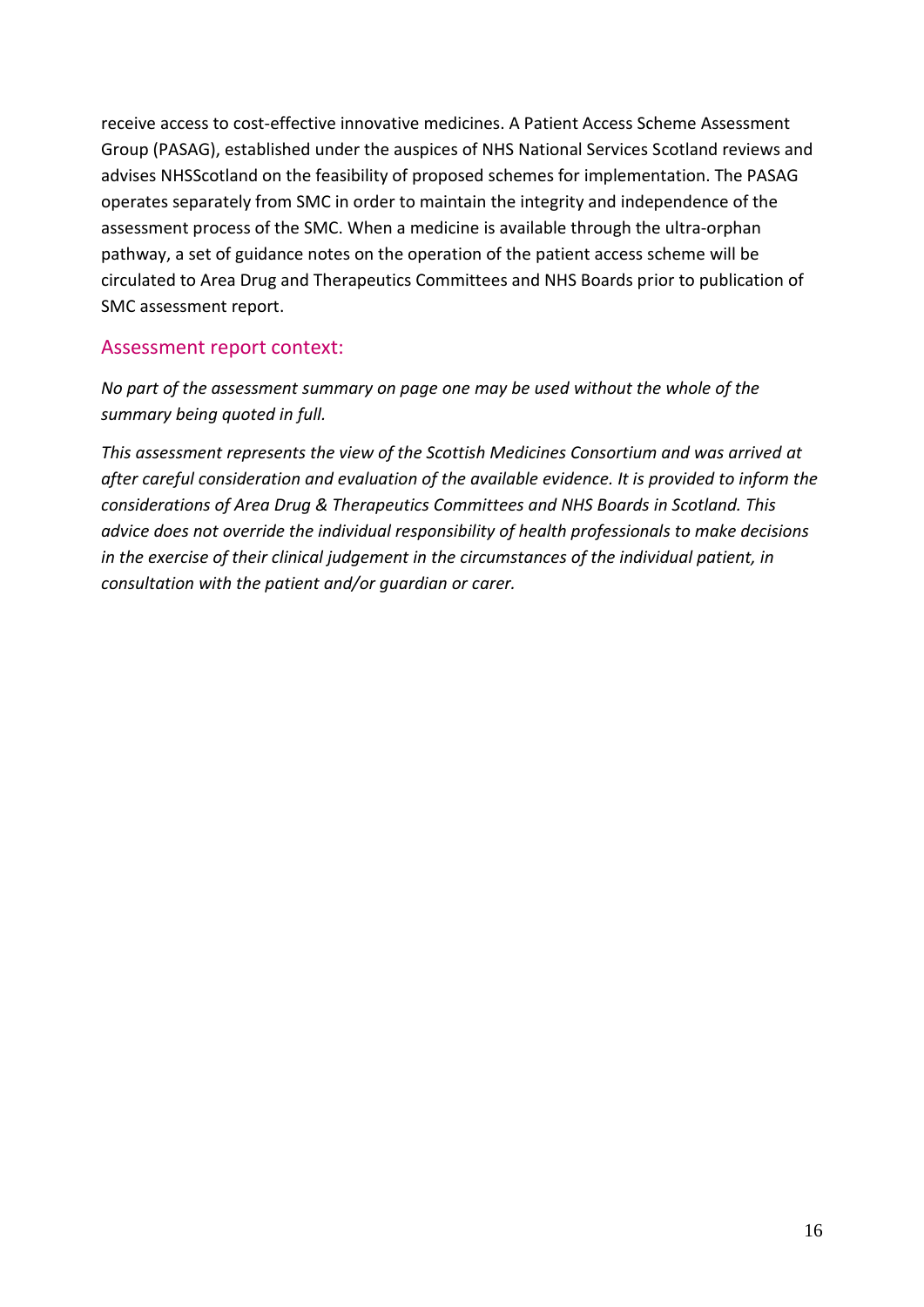receive access to cost-effective innovative medicines. A Patient Access Scheme Assessment Group (PASAG), established under the auspices of NHS National Services Scotland reviews and advises NHSScotland on the feasibility of proposed schemes for implementation. The PASAG operates separately from SMC in order to maintain the integrity and independence of the assessment process of the SMC. When a medicine is available through the ultra-orphan pathway, a set of guidance notes on the operation of the patient access scheme will be circulated to Area Drug and Therapeutics Committees and NHS Boards prior to publication of SMC assessment report.

## Assessment report context:

*No part of the assessment summary on page one may be used without the whole of the summary being quoted in full.*

*This assessment represents the view of the Scottish Medicines Consortium and was arrived at after careful consideration and evaluation of the available evidence. It is provided to inform the considerations of Area Drug & Therapeutics Committees and NHS Boards in Scotland. This advice does not override the individual responsibility of health professionals to make decisions in the exercise of their clinical judgement in the circumstances of the individual patient, in consultation with the patient and/or guardian or carer.*